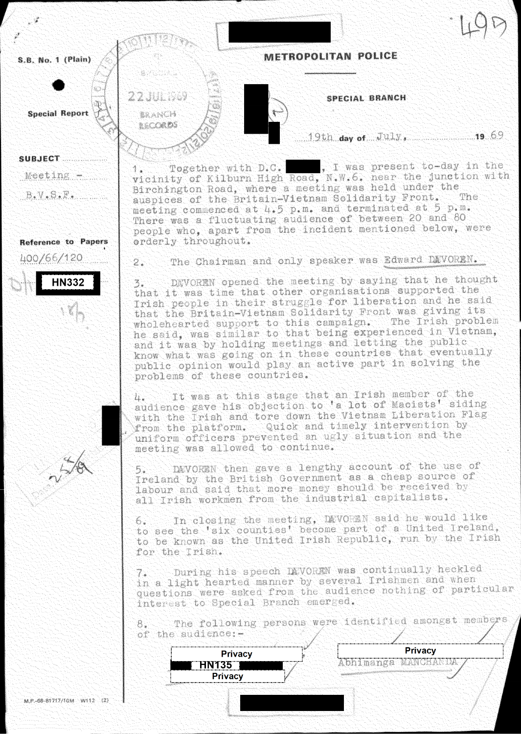S.B. No. 1 (Plain)

Special Report

# METROPOLITAN POLICE

## SPECIAL BRANCH

22 JUL 1969
BRANCH RECORDS

19th day of July, 1969

SUBJECT
Meeting - B.V.S.F.

Reference to Papers
400/66/120

HN332

1. Together with D.C. ███, I was present to-day in the vicinity of Kilburn High Road, N.W.6. near the junction with Birchington Road, where a meeting was held under the auspices of the Britain-Vietnam Solidarity Front. The meeting commenced at 4.5 p.m. and terminated at 5 p.m. There was a fluctuating audience of between 20 and 80 people who, apart from the incident mentioned below, were orderly throughout.

2. The Chairman and only speaker was Edward DAVOREN.

3. DAVOREN opened the meeting by saying that he thought that it was time that other organisations supported the Irish people in their struggle for liberation and he said that the Britain-Vietnam Solidarity Front was giving its wholehearted support to this campaign. The Irish problem he said, was similar to that being experienced in Vietnam, and it was by holding meetings and letting the public know what was going on in these countries that eventually public opinion would play an active part in solving the problems of these countries.

4. It was at this stage that an Irish member of the audience gave his objection to 'a lot of Maoists' siding with the Irish and tore down the Vietnam Liberation Flag from the platform. Quick and timely intervention by uniform officers prevented an ugly situation and the meeting was allowed to continue.

5. DAVOREN then gave a lengthy account of the use of Ireland by the British Government as a cheap source of labour and said that more money should be received by all Irish workmen from the industrial capitalists.

6. In closing the meeting, DAVOREN said he would like to see the 'six counties' become part of a United Ireland, to be known as the United Irish Republic, run by the Irish for the Irish.

7. During his speech DAVOREN was continually heckled in a light hearted manner by several Irishmen and when questions were asked from the audience nothing of particular interest to Special Branch emerged.

8. The following persons were identified amongst members of the audience:-

Privacy
HN135
Privacy

Privacy
Abhimanga MANCHANDA

M.P.-68-81717/10M W112 (2)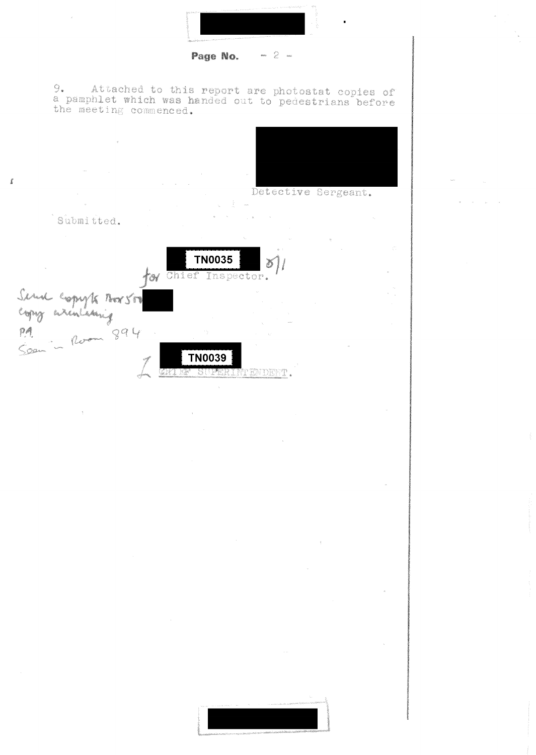9. Attached to this report are photostat copies of a pamphlet which was handed out to pedestrians before the meeting commenced.

Detective Sergeant.

Submitted.

TN0035 8/1

for Chief Inspector.

Send copy to Box 500

copy circulating

P.A.

Seen in Room 894

TN0039

CHIEF SUPERINTENDENT.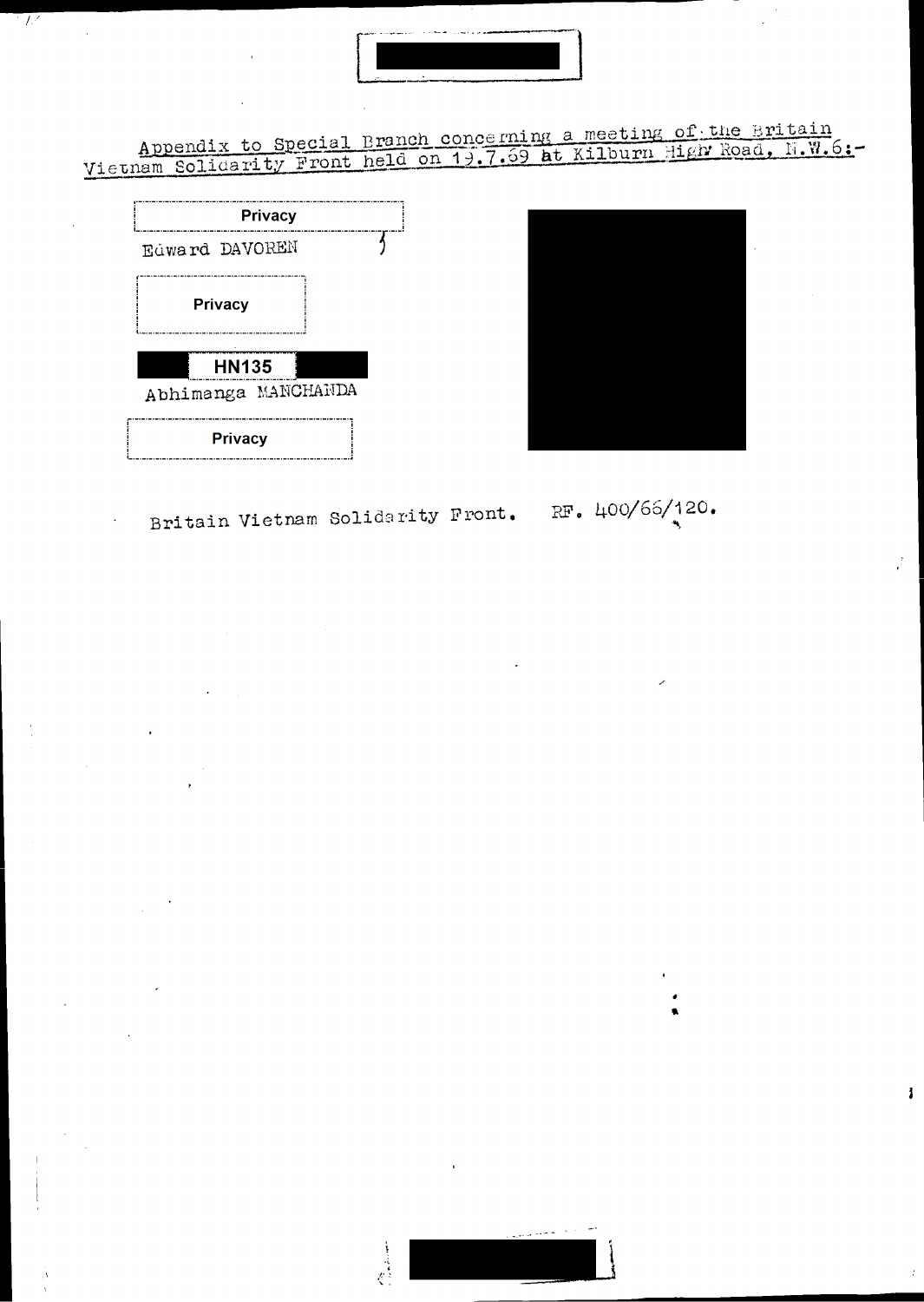Appendix to Special Branch concerning a meeting of the Britain Vietnam Solidarity Front held on 19.7.69 at Kilburn High Road, N.W.6:-

Privacy

Edward DAVOREN

Privacy

HN135

Abhimanga MANCHANDA

Privacy

Britain Vietnam Solidarity Front. RF. 400/66/120.